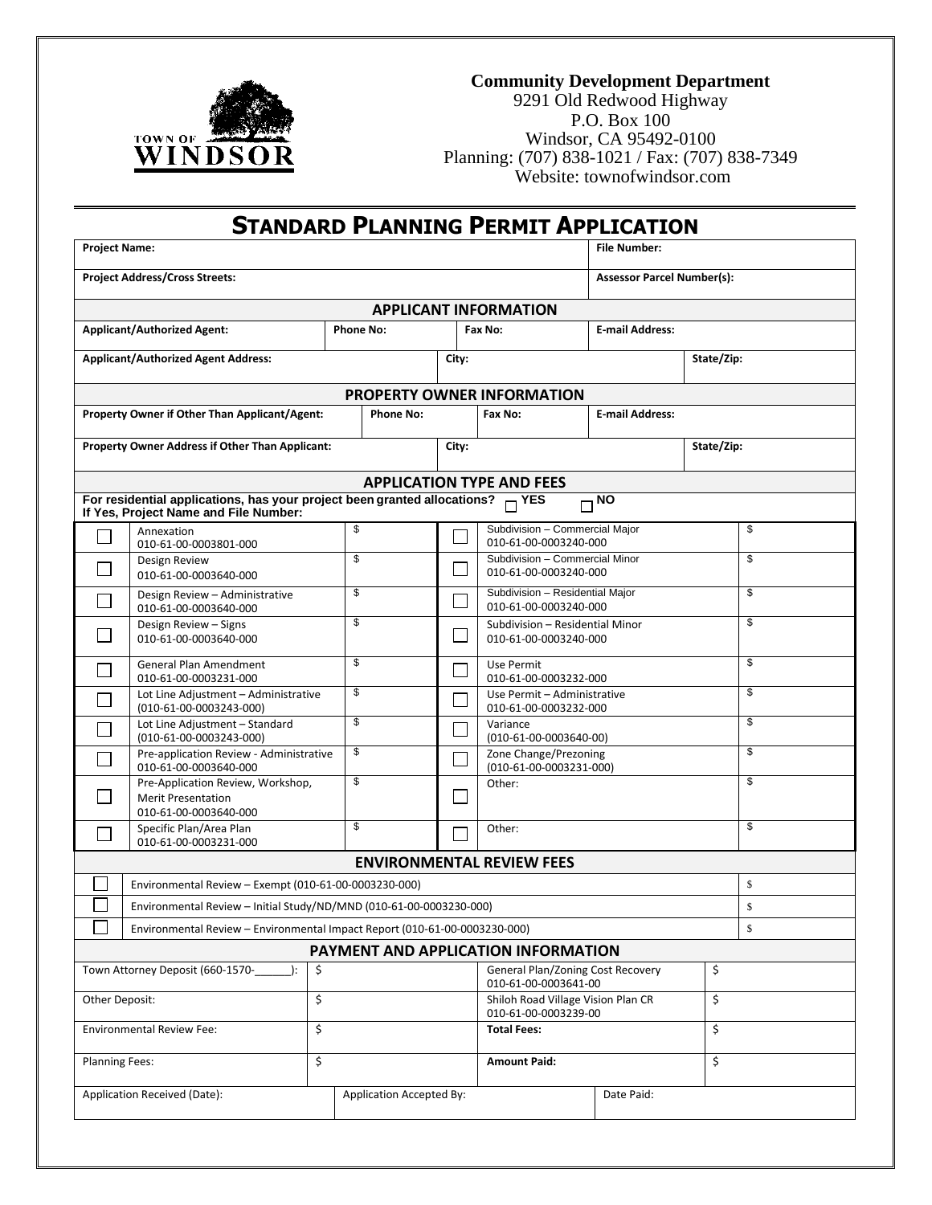TOWN OF WINDSOR

**Community Development Department**
9291 Old Redwood Highway
P.O. Box 100
Windsor, CA 95492-0100
Planning: (707) 838-1021 / Fax: (707) 838-7349
Website: townofwindsor.com

# STANDARD PLANNING PERMIT APPLICATION

| **Project Name:** | **File Number:** |
|---|---|
| **Project Address/Cross Streets:** | **Assessor Parcel Number(s):** |

## APPLICANT INFORMATION

| **Applicant/Authorized Agent:** | **Phone No:** | **Fax No:** | **E-mail Address:** |
|---|---|---|---|
| **Applicant/Authorized Agent Address:** | **City:** | | **State/Zip:** |

## PROPERTY OWNER INFORMATION

| **Property Owner if Other Than Applicant/Agent:** | **Phone No:** | **Fax No:** | **E-mail Address:** |
|---|---|---|---|
| **Property Owner Address if Other Than Applicant:** | **City:** | | **State/Zip:** |

## APPLICATION TYPE AND FEES

**For residential applications, has your project been granted allocations?** ☐ **YES** ☐ **NO**
**If Yes, Project Name and File Number:**

| | Application Type | Fee | | Application Type | Fee |
|---|---|---|---|---|---|
| ☐ | Annexation 010-61-00-0003801-000 | $ | ☐ | Subdivision – Commercial Major 010-61-00-0003240-000 | $ |
| ☐ | Design Review 010-61-00-0003640-000 | $ | ☐ | Subdivision – Commercial Minor 010-61-00-0003240-000 | $ |
| ☐ | Design Review – Administrative 010-61-00-0003640-000 | $ | ☐ | Subdivision – Residential Major 010-61-00-0003240-000 | $ |
| ☐ | Design Review – Signs 010-61-00-0003640-000 | $ | ☐ | Subdivision – Residential Minor 010-61-00-0003240-000 | $ |
| ☐ | General Plan Amendment 010-61-00-0003231-000 | $ | ☐ | Use Permit 010-61-00-0003232-000 | $ |
| ☐ | Lot Line Adjustment – Administrative (010-61-00-0003243-000) | $ | ☐ | Use Permit – Administrative 010-61-00-0003232-000 | $ |
| ☐ | Lot Line Adjustment – Standard (010-61-00-0003243-000) | $ | ☐ | Variance (010-61-00-0003640-00) | $ |
| ☐ | Pre-application Review - Administrative 010-61-00-0003640-000 | $ | ☐ | Zone Change/Prezoning (010-61-00-0003231-000) | $ |
| ☐ | Pre-Application Review, Workshop, Merit Presentation 010-61-00-0003640-000 | $ | ☐ | Other: | $ |
| ☐ | Specific Plan/Area Plan 010-61-00-0003231-000 | $ | ☐ | Other: | $ |

## ENVIRONMENTAL REVIEW FEES

| | Review Type | Fee |
|---|---|---|
| ☐ | Environmental Review – Exempt (010-61-00-0003230-000) | $ |
| ☐ | Environmental Review – Initial Study/ND/MND (010-61-00-0003230-000) | $ |
| ☐ | Environmental Review – Environmental Impact Report (010-61-00-0003230-000) | $ |

## PAYMENT AND APPLICATION INFORMATION

| | | | |
|---|---|---|---|
| Town Attorney Deposit (660-1570-______): | $ | General Plan/Zoning Cost Recovery 010-61-00-0003641-00 | $ |
| Other Deposit: | $ | Shiloh Road Village Vision Plan CR 010-61-00-0003239-00 | $ |
| Environmental Review Fee: | $ | **Total Fees:** | $ |
| Planning Fees: | $ | **Amount Paid:** | $ |

| Application Received (Date): | Application Accepted By: | Date Paid: |
|---|---|---|
| | | |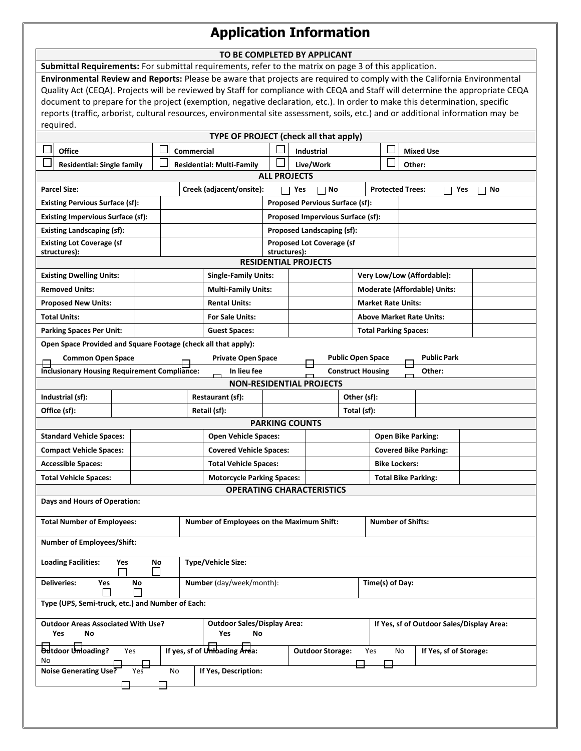# Application Information

**TO BE COMPLETED BY APPLICANT**

**Submittal Requirements:** For submittal requirements, refer to the matrix on page 3 of this application.

**Environmental Review and Reports:** Please be aware that projects are required to comply with the California Environmental Quality Act (CEQA). Projects will be reviewed by Staff for compliance with CEQA and Staff will determine the appropriate CEQA document to prepare for the project (exemption, negative declaration, etc.). In order to make this determination, specific reports (traffic, arborist, cultural resources, environmental site assessment, soils, etc.) and or additional information may be required.

**TYPE OF PROJECT (check all that apply)**

| | | | |
|---|---|---|---|
| ☐ **Office** | ☐ **Commercial** | ☐ **Industrial** | ☐ **Mixed Use** |
| ☐ **Residential: Single family** | ☐ **Residential: Multi-Family** | ☐ **Live/Work** | ☐ **Other:** |

**ALL PROJECTS**

**Parcel Size:** &nbsp;&nbsp; **Creek (adjacent/onsite):** ☐ Yes ☐ No &nbsp;&nbsp; **Protected Trees:** ☐ Yes ☐ No

| | | | |
|---|---|---|---|
| **Existing Pervious Surface (sf):** | | **Proposed Pervious Surface (sf):** | |
| **Existing Impervious Surface (sf):** | | **Proposed Impervious Surface (sf):** | |
| **Existing Landscaping (sf):** | | **Proposed Landscaping (sf):** | |
| **Existing Lot Coverage (sf structures):** | | **Proposed Lot Coverage (sf structures):** | |

**RESIDENTIAL PROJECTS**

| | | | | | |
|---|---|---|---|---|---|
| **Existing Dwelling Units:** | | **Single-Family Units:** | | **Very Low/Low (Affordable):** | |
| **Removed Units:** | | **Multi-Family Units:** | | **Moderate (Affordable) Units:** | |
| **Proposed New Units:** | | **Rental Units:** | | **Market Rate Units:** | |
| **Total Units:** | | **For Sale Units:** | | **Above Market Rate Units:** | |
| **Parking Spaces Per Unit:** | | **Guest Spaces:** | | **Total Parking Spaces:** | |

**Open Space Provided and Square Footage (check all that apply):**

☐ **Common Open Space** &nbsp;&nbsp; ☐ **Private Open Space** &nbsp;&nbsp; ☐ **Public Open Space** &nbsp;&nbsp; ☐ **Public Park**

**Inclusionary Housing Requirement Compliance:** ☐ **In lieu fee** &nbsp;&nbsp; ☐ **Construct Housing** &nbsp;&nbsp; ☐ **Other:**

**NON-RESIDENTIAL PROJECTS**

| | | | | | |
|---|---|---|---|---|---|
| **Industrial (sf):** | | **Restaurant (sf):** | | **Other (sf):** | |
| **Office (sf):** | | **Retail (sf):** | | **Total (sf):** | |

**PARKING COUNTS**

| | | | | | |
|---|---|---|---|---|---|
| **Standard Vehicle Spaces:** | | **Open Vehicle Spaces:** | | **Open Bike Parking:** | |
| **Compact Vehicle Spaces:** | | **Covered Vehicle Spaces:** | | **Covered Bike Parking:** | |
| **Accessible Spaces:** | | **Total Vehicle Spaces:** | | **Bike Lockers:** | |
| **Total Vehicle Spaces:** | | **Motorcycle Parking Spaces:** | | **Total Bike Parking:** | |

**OPERATING CHARACTERISTICS**

**Days and Hours of Operation:**

**Total Number of Employees:** &nbsp;&nbsp; **Number of Employees on the Maximum Shift:** &nbsp;&nbsp; **Number of Shifts:**

**Number of Employees/Shift:**

**Loading Facilities:** Yes ☐ No ☐ &nbsp;&nbsp; **Type/Vehicle Size:**

**Deliveries:** Yes ☐ No ☐ &nbsp;&nbsp; **Number** (day/week/month): &nbsp;&nbsp; **Time(s) of Day:**

**Type (UPS, Semi-truck, etc.) and Number of Each:**

**Outdoor Areas Associated With Use?** Yes ☐ No ☐ &nbsp;&nbsp; **Outdoor Sales/Display Area:** Yes ☐ No ☐ &nbsp;&nbsp; **If Yes, sf of Outdoor Sales/Display Area:**

**Outdoor Unloading?** Yes ☐ No ☐ &nbsp;&nbsp; **If yes, sf of Unloading Area:** &nbsp;&nbsp; **Outdoor Storage:** Yes ☐ No ☐ &nbsp;&nbsp; **If Yes, sf of Storage:**

**Noise Generating Use?** Yes ☐ No ☐ &nbsp;&nbsp; **If Yes, Description:**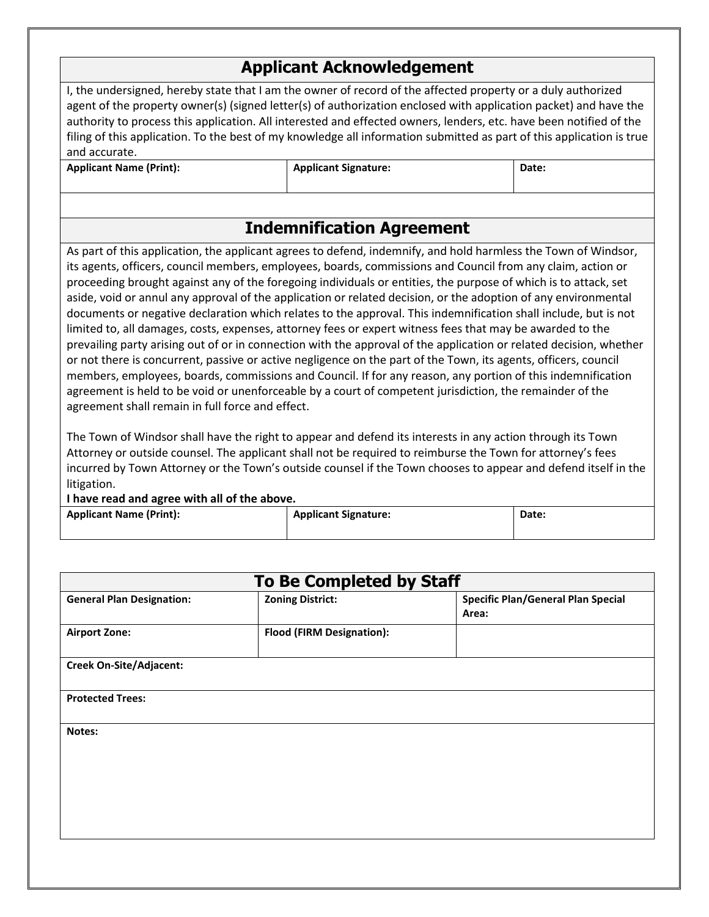## Applicant Acknowledgement

I, the undersigned, hereby state that I am the owner of record of the affected property or a duly authorized agent of the property owner(s) (signed letter(s) of authorization enclosed with application packet) and have the authority to process this application. All interested and effected owners, lenders, etc. have been notified of the filing of this application. To the best of my knowledge all information submitted as part of this application is true and accurate.

| Applicant Name (Print): | Applicant Signature: | Date: |
|---|---|---|
| | | |

## Indemnification Agreement

As part of this application, the applicant agrees to defend, indemnify, and hold harmless the Town of Windsor, its agents, officers, council members, employees, boards, commissions and Council from any claim, action or proceeding brought against any of the foregoing individuals or entities, the purpose of which is to attack, set aside, void or annul any approval of the application or related decision, or the adoption of any environmental documents or negative declaration which relates to the approval. This indemnification shall include, but is not limited to, all damages, costs, expenses, attorney fees or expert witness fees that may be awarded to the prevailing party arising out of or in connection with the approval of the application or related decision, whether or not there is concurrent, passive or active negligence on the part of the Town, its agents, officers, council members, employees, boards, commissions and Council. If for any reason, any portion of this indemnification agreement is held to be void or unenforceable by a court of competent jurisdiction, the remainder of the agreement shall remain in full force and effect.

The Town of Windsor shall have the right to appear and defend its interests in any action through its Town Attorney or outside counsel. The applicant shall not be required to reimburse the Town for attorney's fees incurred by Town Attorney or the Town's outside counsel if the Town chooses to appear and defend itself in the litigation.

**I have read and agree with all of the above.**

| Applicant Name (Print): | Applicant Signature: | Date: |
|---|---|---|
| | | |

## To Be Completed by Staff

| General Plan Designation: | Zoning District: | Specific Plan/General Plan Special Area: |
|---|---|---|
| **Airport Zone:** | **Flood (FIRM Designation):** | |
| **Creek On-Site/Adjacent:** | | |
| **Protected Trees:** | | |
| **Notes:** | | |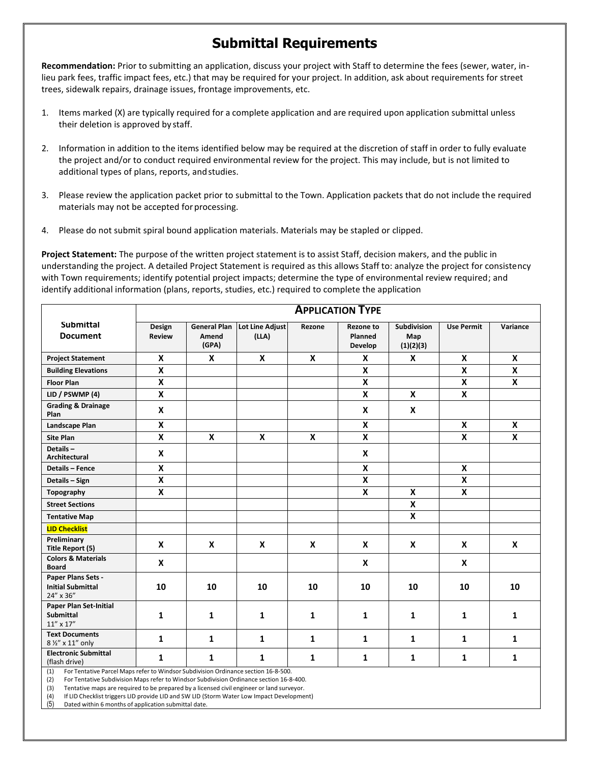# Submittal Requirements

**Recommendation:** Prior to submitting an application, discuss your project with Staff to determine the fees (sewer, water, in-lieu park fees, traffic impact fees, etc.) that may be required for your project. In addition, ask about requirements for street trees, sidewalk repairs, drainage issues, frontage improvements, etc.

1. Items marked (X) are typically required for a complete application and are required upon application submittal unless their deletion is approved by staff.

2. Information in addition to the items identified below may be required at the discretion of staff in order to fully evaluate the project and/or to conduct required environmental review for the project. This may include, but is not limited to additional types of plans, reports, and studies.

3. Please review the application packet prior to submittal to the Town. Application packets that do not include the required materials may not be accepted for processing.

4. Please do not submit spiral bound application materials. Materials may be stapled or clipped.

**Project Statement:** The purpose of the written project statement is to assist Staff, decision makers, and the public in understanding the project. A detailed Project Statement is required as this allows Staff to: analyze the project for consistency with Town requirements; identify potential project impacts; determine the type of environmental review required; and identify additional information (plans, reports, studies, etc.) required to complete the application

| Submittal Document | APPLICATION TYPE | | | | | | | |
|---|---|---|---|---|---|---|---|---|
| | Design Review | General Plan Amend (GPA) | Lot Line Adjust (LLA) | Rezone | Rezone to Planned Develop | Subdivision Map (1)(2)(3) | Use Permit | Variance |
| **Project Statement** | X | X | X | X | X | X | X | X |
| **Building Elevations** | X | | | | X | | X | X |
| **Floor Plan** | X | | | | X | | X | X |
| **LID / PSWMP (4)** | X | | | | X | X | X | |
| **Grading & Drainage Plan** | X | | | | X | X | | |
| **Landscape Plan** | X | | | | X | | X | X |
| **Site Plan** | X | X | X | X | X | | X | X |
| **Details – Architectural** | X | | | | X | | | |
| **Details – Fence** | X | | | | X | | X | |
| **Details – Sign** | X | | | | X | | X | |
| **Topography** | X | | | | X | X | X | |
| **Street Sections** | | | | | | X | | |
| **Tentative Map** | | | | | | X | | |
| **LID Checklist** | | | | | | | | |
| **Preliminary Title Report (5)** | X | X | X | X | X | X | X | X |
| **Colors & Materials Board** | X | | | | X | | X | |
| **Paper Plans Sets - Initial Submittal** 24" x 36" | 10 | 10 | 10 | 10 | 10 | 10 | 10 | 10 |
| **Paper Plan Set-Initial Submittal** 11" x 17" | 1 | 1 | 1 | 1 | 1 | 1 | 1 | 1 |
| **Text Documents** 8 ½" x 11" only | 1 | 1 | 1 | 1 | 1 | 1 | 1 | 1 |
| **Electronic Submittal** (flash drive) | 1 | 1 | 1 | 1 | 1 | 1 | 1 | 1 |

(1) For Tentative Parcel Maps refer to Windsor Subdivision Ordinance section 16-8-500.
(2) For Tentative Subdivision Maps refer to Windsor Subdivision Ordinance section 16-8-400.
(3) Tentative maps are required to be prepared by a licensed civil engineer or land surveyor.
(4) If LID Checklist triggers LID provide LID and SW LID (Storm Water Low Impact Development)
(5) Dated within 6 months of application submittal date.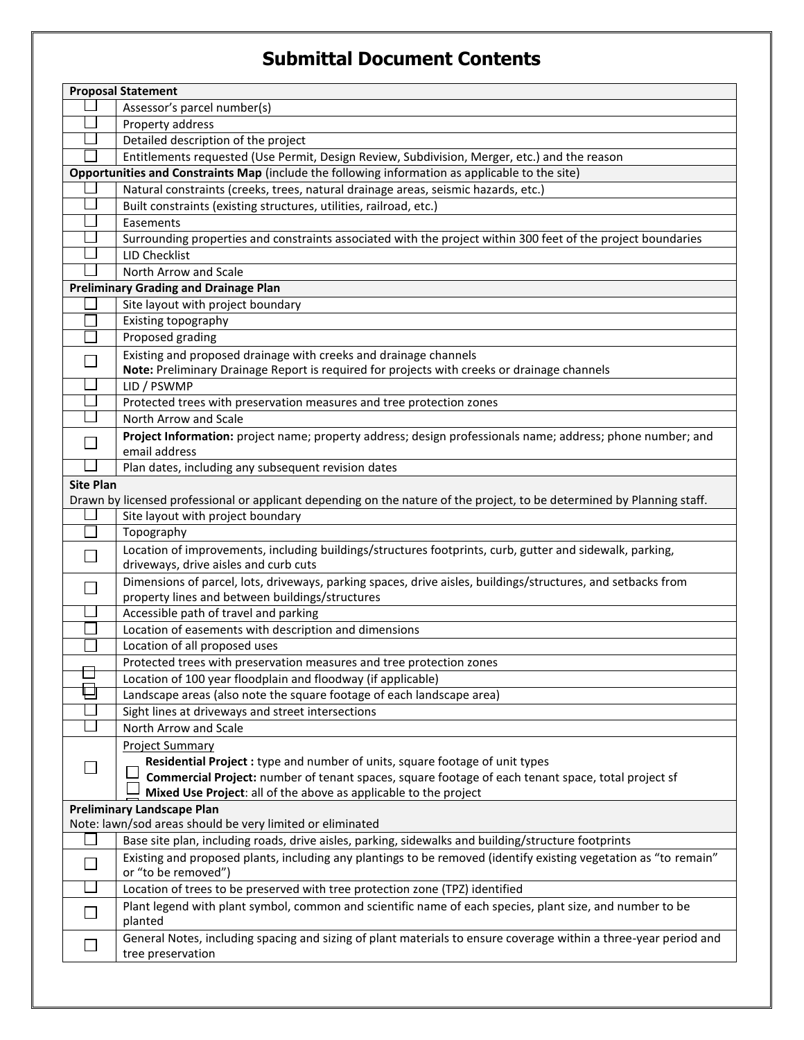# Submittal Document Contents

| | |
|---|---|
| **Proposal Statement** | |
| ☐ | Assessor's parcel number(s) |
| ☐ | Property address |
| ☐ | Detailed description of the project |
| ☐ | Entitlements requested (Use Permit, Design Review, Subdivision, Merger, etc.) and the reason |
| **Opportunities and Constraints Map** (include the following information as applicable to the site) | |
| ☐ | Natural constraints (creeks, trees, natural drainage areas, seismic hazards, etc.) |
| ☐ | Built constraints (existing structures, utilities, railroad, etc.) |
| ☐ | Easements |
| ☐ | Surrounding properties and constraints associated with the project within 300 feet of the project boundaries |
| ☐ | LID Checklist |
| ☐ | North Arrow and Scale |
| **Preliminary Grading and Drainage Plan** | |
| ☐ | Site layout with project boundary |
| ☐ | Existing topography |
| ☐ | Proposed grading |
| ☐ | Existing and proposed drainage with creeks and drainage channels<br>**Note:** Preliminary Drainage Report is required for projects with creeks or drainage channels |
| ☐ | LID / PSWMP |
| ☐ | Protected trees with preservation measures and tree protection zones |
| ☐ | North Arrow and Scale |
| ☐ | **Project Information:** project name; property address; design professionals name; address; phone number; and email address |
| ☐ | Plan dates, including any subsequent revision dates |
| **Site Plan**<br>Drawn by licensed professional or applicant depending on the nature of the project, to be determined by Planning staff. | |
| ☐ | Site layout with project boundary |
| ☐ | Topography |
| ☐ | Location of improvements, including buildings/structures footprints, curb, gutter and sidewalk, parking, driveways, drive aisles and curb cuts |
| ☐ | Dimensions of parcel, lots, driveways, parking spaces, drive aisles, buildings/structures, and setbacks from property lines and between buildings/structures |
| ☐ | Accessible path of travel and parking |
| ☐ | Location of easements with description and dimensions |
| ☐ | Location of all proposed uses |
| ☐ | Protected trees with preservation measures and tree protection zones |
| ☐ | Location of 100 year floodplain and floodway (if applicable) |
| ☐ | Landscape areas (also note the square footage of each landscape area) |
| ☐ | Sight lines at driveways and street intersections |
| ☐ | North Arrow and Scale |
| ☐ | Project Summary<br>☐ **Residential Project :** type and number of units, square footage of unit types<br>☐ **Commercial Project:** number of tenant spaces, square footage of each tenant space, total project sf<br>☐ **Mixed Use Project**: all of the above as applicable to the project |
| **Preliminary Landscape Plan**<br>Note: lawn/sod areas should be very limited or eliminated | |
| ☐ | Base site plan, including roads, drive aisles, parking, sidewalks and building/structure footprints |
| ☐ | Existing and proposed plants, including any plantings to be removed (identify existing vegetation as "to remain" or "to be removed") |
| ☐ | Location of trees to be preserved with tree protection zone (TPZ) identified |
| ☐ | Plant legend with plant symbol, common and scientific name of each species, plant size, and number to be planted |
| ☐ | General Notes, including spacing and sizing of plant materials to ensure coverage within a three-year period and tree preservation |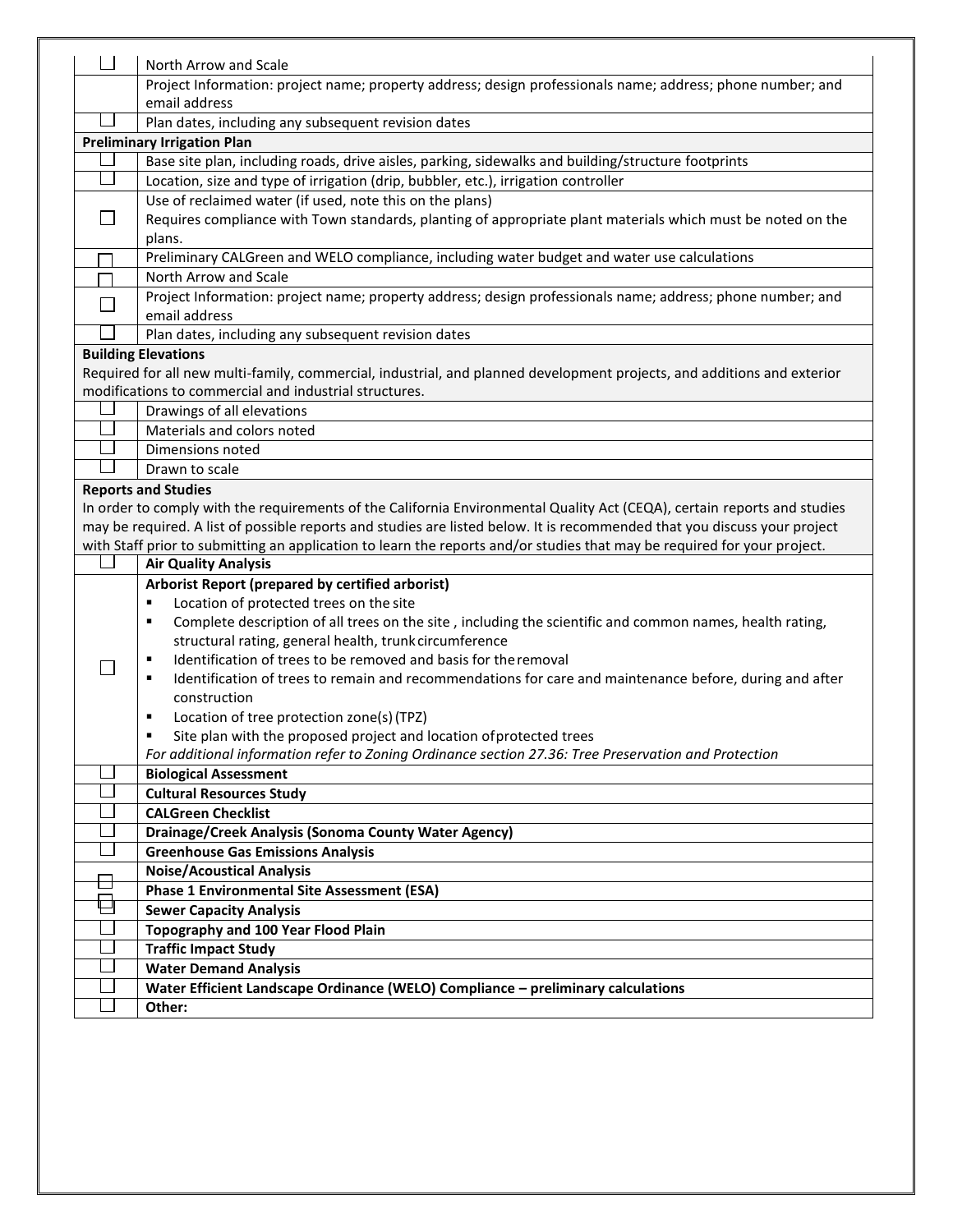| | |
|---|---|
| ☐ | North Arrow and Scale |
| | Project Information: project name; property address; design professionals name; address; phone number; and email address |
| ☐ | Plan dates, including any subsequent revision dates |
| **Preliminary Irrigation Plan** | |
| ☐ | Base site plan, including roads, drive aisles, parking, sidewalks and building/structure footprints |
| ☐ | Location, size and type of irrigation (drip, bubbler, etc.), irrigation controller |
| ☐ | Use of reclaimed water (if used, note this on the plans)<br>Requires compliance with Town standards, planting of appropriate plant materials which must be noted on the plans. |
| ☐ | Preliminary CALGreen and WELO compliance, including water budget and water use calculations |
| ☐ | North Arrow and Scale |
| ☐ | Project Information: project name; property address; design professionals name; address; phone number; and email address |
| ☐ | Plan dates, including any subsequent revision dates |
| **Building Elevations**<br>Required for all new multi-family, commercial, industrial, and planned development projects, and additions and exterior modifications to commercial and industrial structures. | |
| ☐ | Drawings of all elevations |
| ☐ | Materials and colors noted |
| ☐ | Dimensions noted |
| ☐ | Drawn to scale |
| **Reports and Studies**<br>In order to comply with the requirements of the California Environmental Quality Act (CEQA), certain reports and studies may be required. A list of possible reports and studies are listed below. It is recommended that you discuss your project with Staff prior to submitting an application to learn the reports and/or studies that may be required for your project. | |
| ☐ | **Air Quality Analysis** |
| ☐ | **Arborist Report (prepared by certified arborist)**<br>▪ Location of protected trees on the site<br>▪ Complete description of all trees on the site , including the scientific and common names, health rating, structural rating, general health, trunk circumference<br>▪ Identification of trees to be removed and basis for the removal<br>▪ Identification of trees to remain and recommendations for care and maintenance before, during and after construction<br>▪ Location of tree protection zone(s) (TPZ)<br>▪ Site plan with the proposed project and location of protected trees<br>*For additional information refer to Zoning Ordinance section 27.36: Tree Preservation and Protection* |
| ☐ | **Biological Assessment** |
| ☐ | **Cultural Resources Study** |
| ☐ | **CALGreen Checklist** |
| ☐ | **Drainage/Creek Analysis (Sonoma County Water Agency)** |
| ☐ | **Greenhouse Gas Emissions Analysis** |
| ☐ | **Noise/Acoustical Analysis** |
| ☐ | **Phase 1 Environmental Site Assessment (ESA)** |
| ☐ | **Sewer Capacity Analysis** |
| ☐ | **Topography and 100 Year Flood Plain** |
| ☐ | **Traffic Impact Study** |
| ☐ | **Water Demand Analysis** |
| ☐ | **Water Efficient Landscape Ordinance (WELO) Compliance – preliminary calculations** |
| ☐ | **Other:** |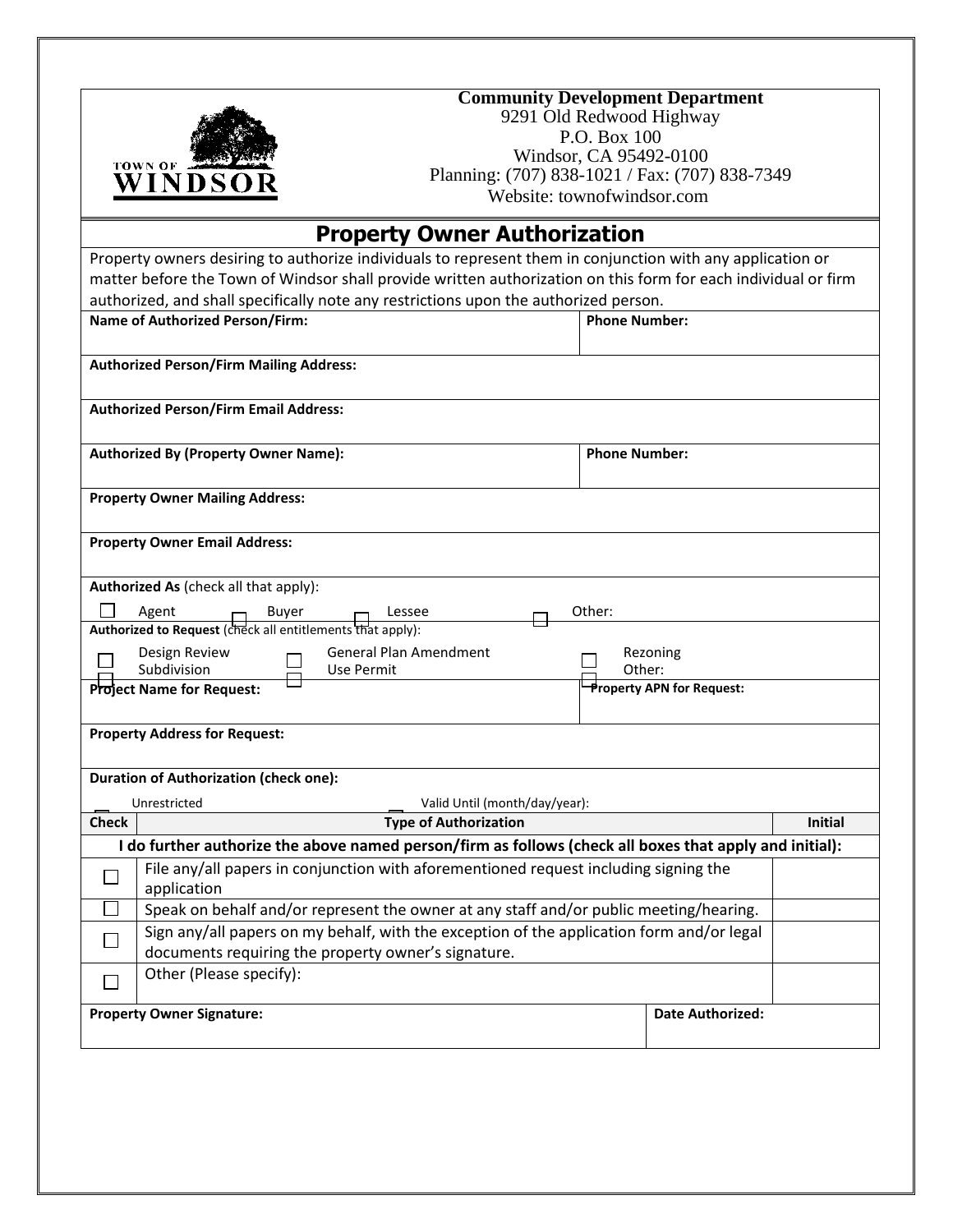**Community Development Department**
9291 Old Redwood Highway
P.O. Box 100
Windsor, CA 95492-0100
Planning: (707) 838-1021 / Fax: (707) 838-7349
Website: townofwindsor.com

# Property Owner Authorization

Property owners desiring to authorize individuals to represent them in conjunction with any application or matter before the Town of Windsor shall provide written authorization on this form for each individual or firm authorized, and shall specifically note any restrictions upon the authorized person.

| **Name of Authorized Person/Firm:** | **Phone Number:** |
|---|---|
| **Authorized Person/Firm Mailing Address:** | |
| **Authorized Person/Firm Email Address:** | |
| **Authorized By (Property Owner Name):** | **Phone Number:** |
| **Property Owner Mailing Address:** | |
| **Property Owner Email Address:** | |

**Authorized As** (check all that apply):

☐ Agent ☐ Buyer ☐ Lessee ☐ Other:

**Authorized to Request** (check all entitlements that apply):

☐ Design Review ☐ General Plan Amendment ☐ Rezoning
☐ Subdivision ☐ Use Permit ☐ Other:

| **Project Name for Request:** | **Property APN for Request:** |
|---|---|
| **Property Address for Request:** | |

**Duration of Authorization (check one):**

☐ Unrestricted ☐ Valid Until (month/day/year):

| Check | Type of Authorization | Initial |
|---|---|---|
| | **I do further authorize the above named person/firm as follows (check all boxes that apply and initial):** | |
| ☐ | File any/all papers in conjunction with aforementioned request including signing the application | |
| ☐ | Speak on behalf and/or represent the owner at any staff and/or public meeting/hearing. | |
| ☐ | Sign any/all papers on my behalf, with the exception of the application form and/or legal documents requiring the property owner's signature. | |
| ☐ | Other (Please specify): | |

| **Property Owner Signature:** | **Date Authorized:** |
|---|---|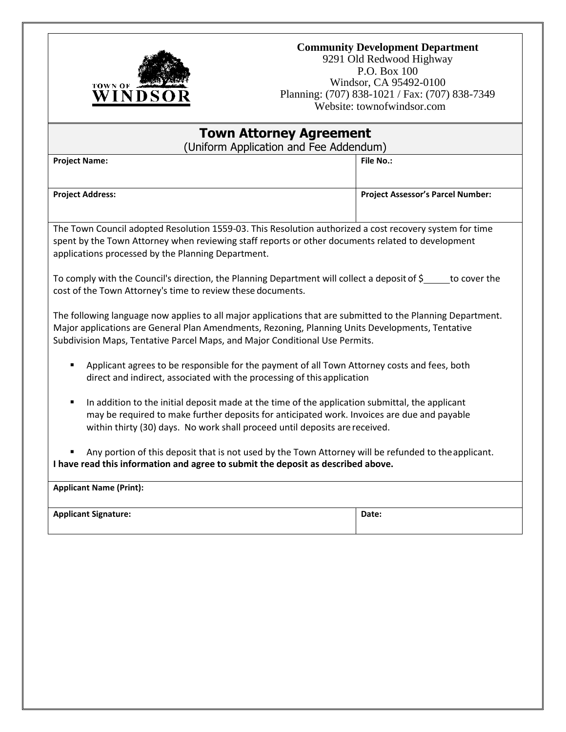TOWN OF WINDSOR

**Community Development Department**
9291 Old Redwood Highway
P.O. Box 100
Windsor, CA 95492-0100
Planning: (707) 838-1021 / Fax: (707) 838-7349
Website: townofwindsor.com

# Town Attorney Agreement

(Uniform Application and Fee Addendum)

| **Project Name:** | **File No.:** |
|---|---|
| **Project Address:** | **Project Assessor's Parcel Number:** |

The Town Council adopted Resolution 1559-03. This Resolution authorized a cost recovery system for time spent by the Town Attorney when reviewing staff reports or other documents related to development applications processed by the Planning Department.

To comply with the Council's direction, the Planning Department will collect a deposit of $_____ to cover the cost of the Town Attorney's time to review these documents.

The following language now applies to all major applications that are submitted to the Planning Department. Major applications are General Plan Amendments, Rezoning, Planning Units Developments, Tentative Subdivision Maps, Tentative Parcel Maps, and Major Conditional Use Permits.

- Applicant agrees to be responsible for the payment of all Town Attorney costs and fees, both direct and indirect, associated with the processing of this application
- In addition to the initial deposit made at the time of the application submittal, the applicant may be required to make further deposits for anticipated work. Invoices are due and payable within thirty (30) days. No work shall proceed until deposits are received.
- Any portion of this deposit that is not used by the Town Attorney will be refunded to the applicant.

**I have read this information and agree to submit the deposit as described above.**

| **Applicant Name (Print):** | |
|---|---|
| **Applicant Signature:** | **Date:** |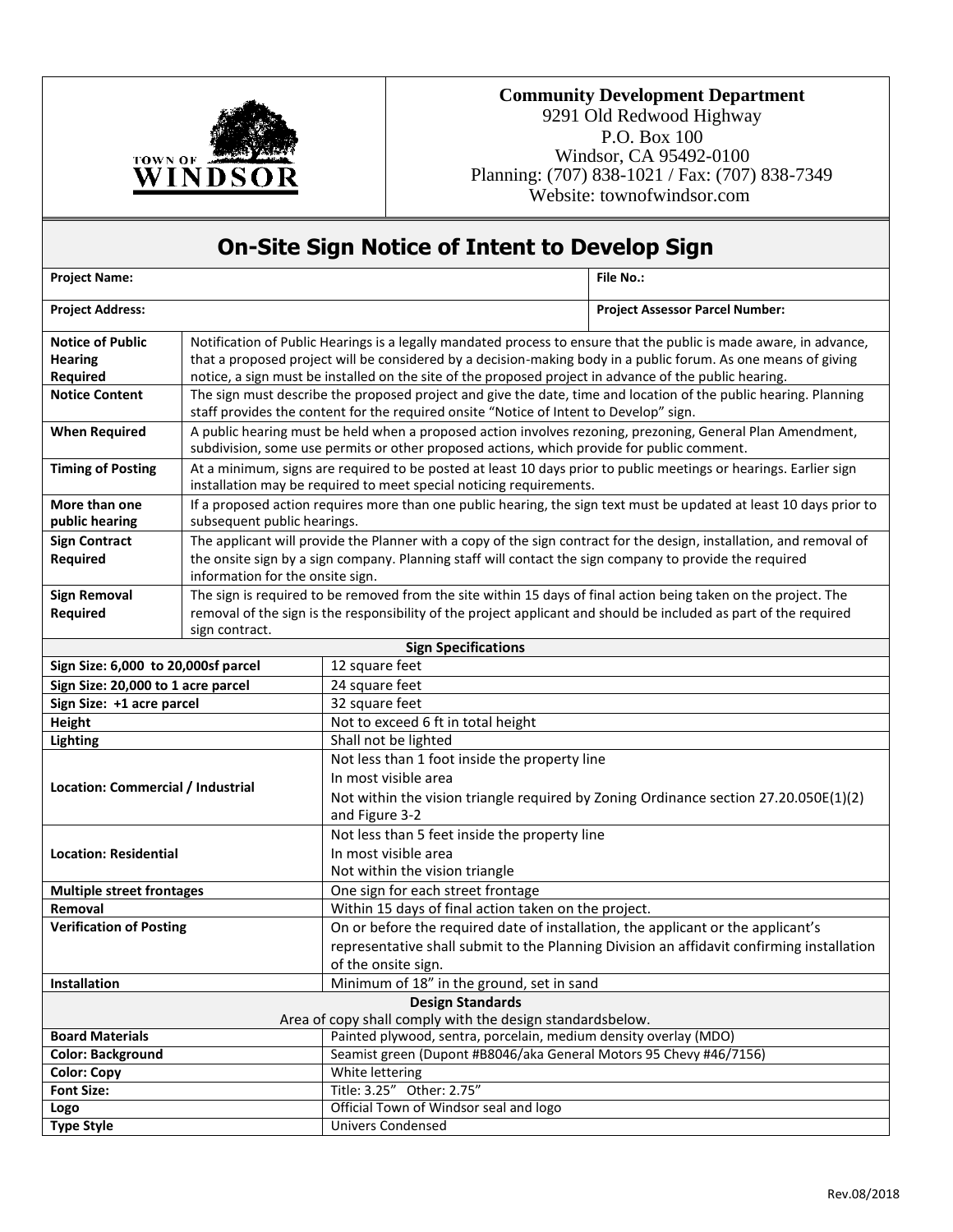**Community Development Department**
9291 Old Redwood Highway
P.O. Box 100
Windsor, CA 95492-0100
Planning: (707) 838-1021 / Fax: (707) 838-7349
Website: townofwindsor.com

# On-Site Sign Notice of Intent to Develop Sign

| **Project Name:** | **File No.:** |
|---|---|
| **Project Address:** | **Project Assessor Parcel Number:** |

| | |
|---|---|
| **Notice of Public Hearing Required** | Notification of Public Hearings is a legally mandated process to ensure that the public is made aware, in advance, that a proposed project will be considered by a decision-making body in a public forum. As one means of giving notice, a sign must be installed on the site of the proposed project in advance of the public hearing. |
| **Notice Content** | The sign must describe the proposed project and give the date, time and location of the public hearing. Planning staff provides the content for the required onsite "Notice of Intent to Develop" sign. |
| **When Required** | A public hearing must be held when a proposed action involves rezoning, prezoning, General Plan Amendment, subdivision, some use permits or other proposed actions, which provide for public comment. |
| **Timing of Posting** | At a minimum, signs are required to be posted at least 10 days prior to public meetings or hearings. Earlier sign installation may be required to meet special noticing requirements. |
| **More than one public hearing** | If a proposed action requires more than one public hearing, the sign text must be updated at least 10 days prior to subsequent public hearings. |
| **Sign Contract Required** | The applicant will provide the Planner with a copy of the sign contract for the design, installation, and removal of the onsite sign by a sign company. Planning staff will contact the sign company to provide the required information for the onsite sign. |
| **Sign Removal Required** | The sign is required to be removed from the site within 15 days of final action being taken on the project. The removal of the sign is the responsibility of the project applicant and should be included as part of the required sign contract. |

| **Sign Specifications** | |
|---|---|
| **Sign Size: 6,000 to 20,000sf parcel** | 12 square feet |
| **Sign Size: 20,000 to 1 acre parcel** | 24 square feet |
| **Sign Size: +1 acre parcel** | 32 square feet |
| **Height** | Not to exceed 6 ft in total height |
| **Lighting** | Shall not be lighted |
| **Location: Commercial / Industrial** | Not less than 1 foot inside the property line<br>In most visible area<br>Not within the vision triangle required by Zoning Ordinance section 27.20.050E(1)(2) and Figure 3-2 |
| **Location: Residential** | Not less than 5 feet inside the property line<br>In most visible area<br>Not within the vision triangle |
| **Multiple street frontages** | One sign for each street frontage |
| **Removal** | Within 15 days of final action taken on the project. |
| **Verification of Posting** | On or before the required date of installation, the applicant or the applicant's representative shall submit to the Planning Division an affidavit confirming installation of the onsite sign. |
| **Installation** | Minimum of 18" in the ground, set in sand |

| **Design Standards**<br>Area of copy shall comply with the design standardsbelow. | |
|---|---|
| **Board Materials** | Painted plywood, sentra, porcelain, medium density overlay (MDO) |
| **Color: Background** | Seamist green (Dupont #B8046/aka General Motors 95 Chevy #46/7156) |
| **Color: Copy** | White lettering |
| **Font Size:** | Title: 3.25" Other: 2.75" |
| **Logo** | Official Town of Windsor seal and logo |
| **Type Style** | Univers Condensed |

Rev.08/2018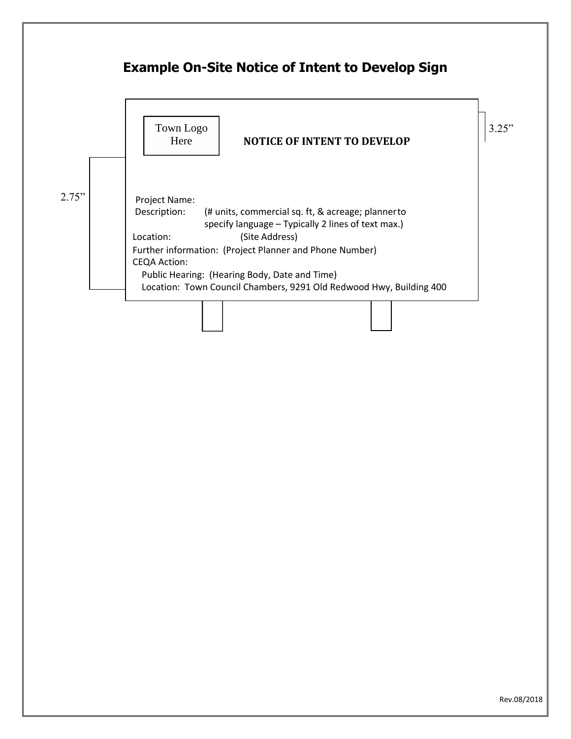## Example On-Site Notice of Intent to Develop Sign

Town Logo Here

**NOTICE OF INTENT TO DEVELOP**

3.25”

2.75”

Project Name:

Description: (# units, commercial sq. ft, & acreage; planner to specify language – Typically 2 lines of text max.)

Location: (Site Address)

Further information: (Project Planner and Phone Number)

CEQA Action:

Public Hearing: (Hearing Body, Date and Time)

Location: Town Council Chambers, 9291 Old Redwood Hwy, Building 400

Rev.08/2018